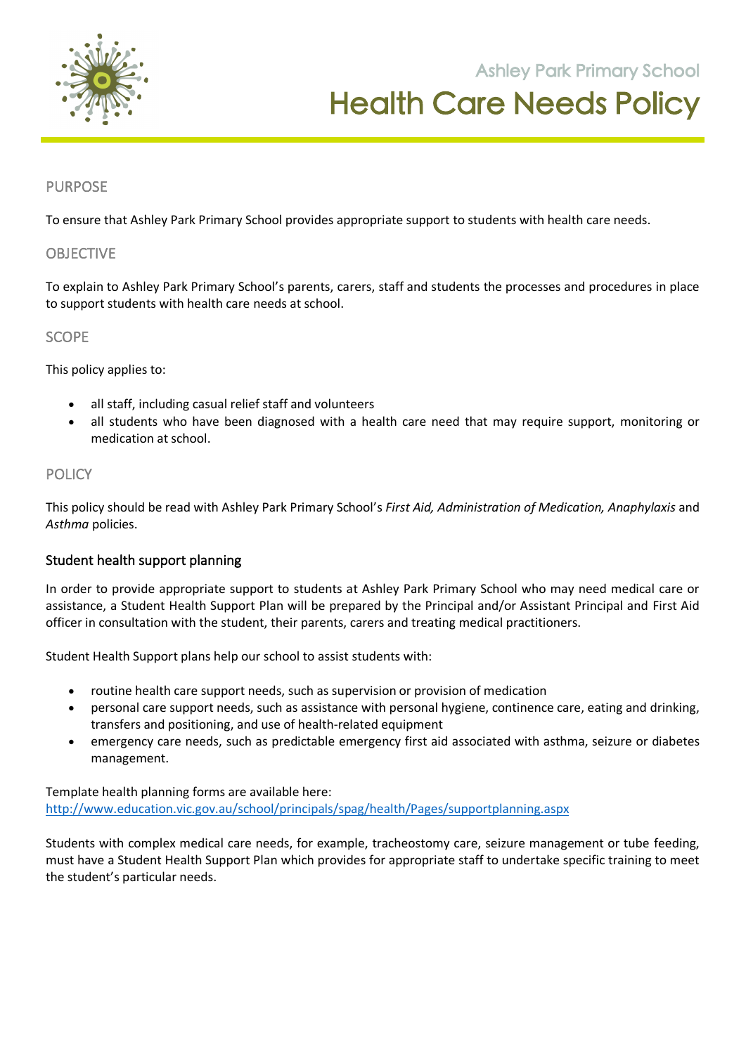Ashley Park Primary School

# Health Care Needs Policy

## PURPOSE

To ensure that Ashley Park Primary School provides appropriate support to students with health care needs.

## OBJECTIVE

To explain to Ashley Park Primary School's parents, carers, staff and students the processes and procedures in place to support students with health care needs at school.

## SCOPE

This policy applies to:

- all staff, including casual relief staff and volunteers
- all students who have been diagnosed with a health care need that may require support, monitoring or medication at school.

## POLICY

This policy should be read with Ashley Park Primary School's *First Aid, Administration of Medication, Anaphylaxis* and *Asthma* policies.

### Student health support planning

In order to provide appropriate support to students at Ashley Park Primary School who may need medical care or assistance, a Student Health Support Plan will be prepared by the Principal and/or Assistant Principal and First Aid officer in consultation with the student, their parents, carers and treating medical practitioners.

Student Health Support plans help our school to assist students with:

- routine health care support needs, such as supervision or provision of medication
- personal care support needs, such as assistance with personal hygiene, continence care, eating and drinking, transfers and positioning, and use of health-related equipment
- emergency care needs, such as predictable emergency first aid associated with asthma, seizure or diabetes management.

Template health planning forms are available here:
[http://www.education.vic.gov.au/school/principals/spag/health/Pages/supportplanning.aspx](http://www.education.vic.gov.au/school/principals/spag/health/Pages/supportplanning.aspx)

Students with complex medical care needs, for example, tracheostomy care, seizure management or tube feeding, must have a Student Health Support Plan which provides for appropriate staff to undertake specific training to meet the student's particular needs.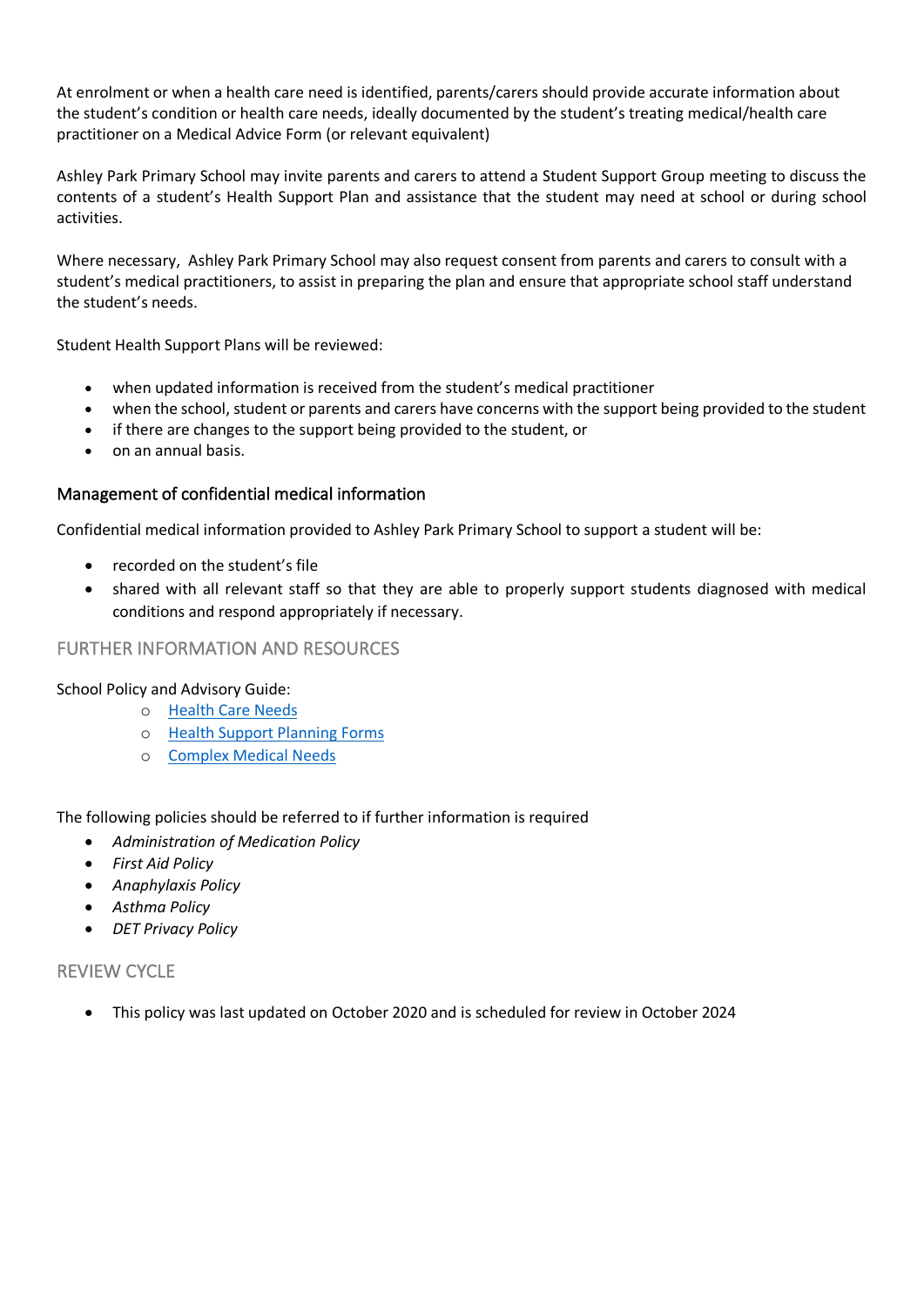At enrolment or when a health care need is identified, parents/carers should provide accurate information about the student's condition or health care needs, ideally documented by the student's treating medical/health care practitioner on a Medical Advice Form (or relevant equivalent)

Ashley Park Primary School may invite parents and carers to attend a Student Support Group meeting to discuss the contents of a student's Health Support Plan and assistance that the student may need at school or during school activities.

Where necessary, Ashley Park Primary School may also request consent from parents and carers to consult with a student's medical practitioners, to assist in preparing the plan and ensure that appropriate school staff understand the student's needs.

Student Health Support Plans will be reviewed:

- when updated information is received from the student's medical practitioner
- when the school, student or parents and carers have concerns with the support being provided to the student
- if there are changes to the support being provided to the student, or
- on an annual basis.

### Management of confidential medical information

Confidential medical information provided to Ashley Park Primary School to support a student will be:

- recorded on the student's file
- shared with all relevant staff so that they are able to properly support students diagnosed with medical conditions and respond appropriately if necessary.

## FURTHER INFORMATION AND RESOURCES

School Policy and Advisory Guide:

- Health Care Needs
- Health Support Planning Forms
- Complex Medical Needs

The following policies should be referred to if further information is required

- *Administration of Medication Policy*
- *First Aid Policy*
- *Anaphylaxis Policy*
- *Asthma Policy*
- *DET Privacy Policy*

## REVIEW CYCLE

- This policy was last updated on October 2020 and is scheduled for review in October 2024